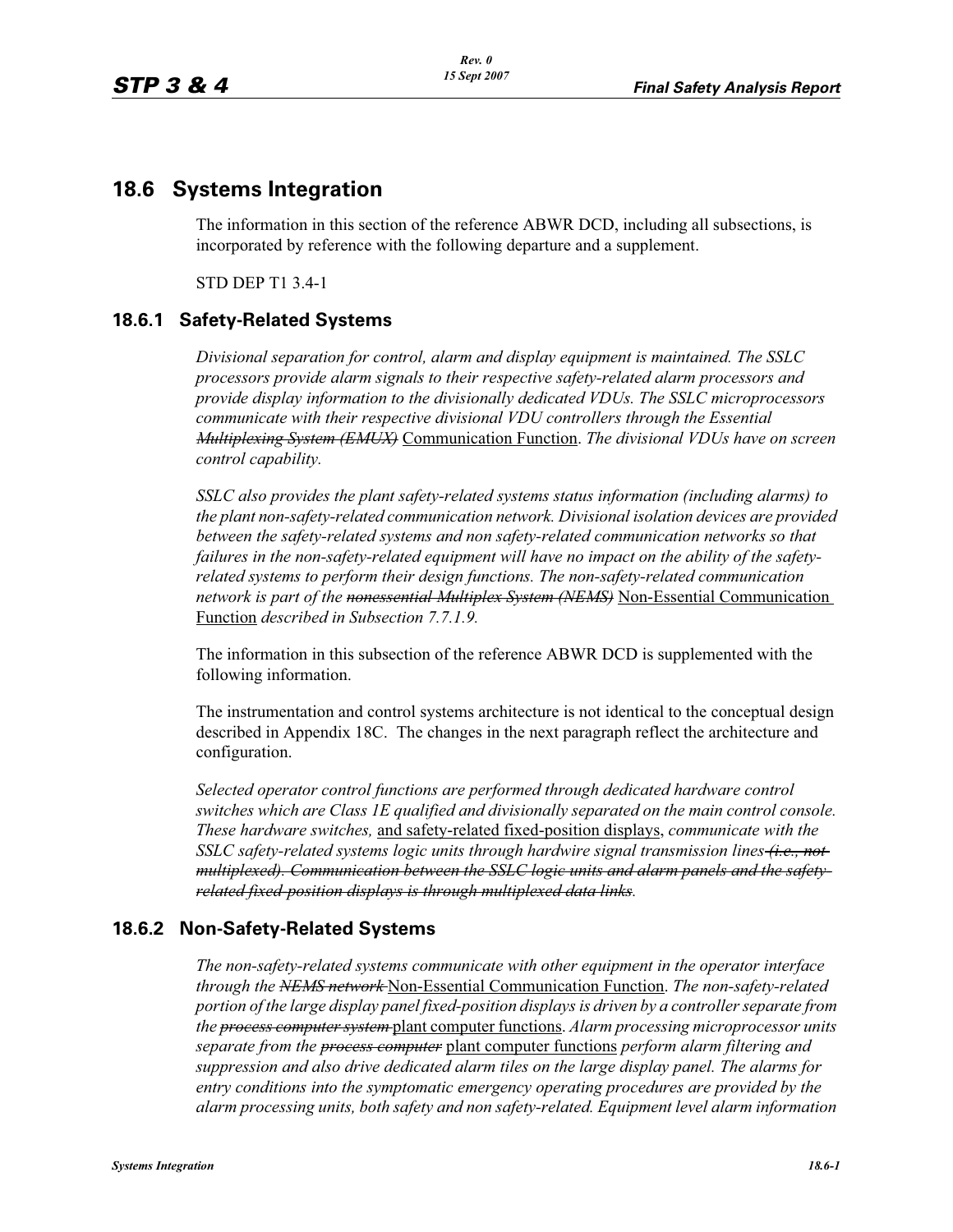# 18.6 Systems Integration

The information in this section of the reference ABWR DCD, including all subsections, is incorporated by reference with the following departure and a supplement.

STD DEP T1 3.4-1

## 18.6.1 Safety-Related Systems

*Divisional separation for control, alarm and display equipment is maintained. The SSLC processors provide alarm signals to their respective safety-related alarm processors and provide display information to the divisionally dedicated VDUs. The SSLC microprocessors communicate with their respective divisional VDU controllers through the Essential ~~Multiplexing System (EMUX)~~* <u>Communication Function</u>. *The divisional VDUs have on screen control capability.*

*SSLC also provides the plant safety-related systems status information (including alarms) to the plant non-safety-related communication network. Divisional isolation devices are provided between the safety-related systems and non safety-related communication networks so that failures in the non-safety-related equipment will have no impact on the ability of the safety-related systems to perform their design functions. The non-safety-related communication network is part of the ~~nonessential Multiplex System (NEMS)~~* <u>Non-Essential Communication Function</u> *described in Subsection 7.7.1.9.*

The information in this subsection of the reference ABWR DCD is supplemented with the following information.

The instrumentation and control systems architecture is not identical to the conceptual design described in Appendix 18C. The changes in the next paragraph reflect the architecture and configuration.

*Selected operator control functions are performed through dedicated hardware control switches which are Class 1E qualified and divisionally separated on the main control console. These hardware switches,* <u>and safety-related fixed-position displays</u>, *communicate with the SSLC safety-related systems logic units through hardwire signal transmission lines ~~(i.e., not multiplexed). Communication between the SSLC logic units and alarm panels and the safety-related fixed-position displays is through multiplexed data links~~.*

## 18.6.2 Non-Safety-Related Systems

*The non-safety-related systems communicate with other equipment in the operator interface through the ~~NEMS network~~* <u>Non-Essential Communication Function</u>. *The non-safety-related portion of the large display panel fixed-position displays is driven by a controller separate from the ~~process computer system~~* <u>plant computer functions</u>. *Alarm processing microprocessor units separate from the ~~process computer~~* <u>plant computer functions</u> *perform alarm filtering and suppression and also drive dedicated alarm tiles on the large display panel. The alarms for entry conditions into the symptomatic emergency operating procedures are provided by the alarm processing units, both safety and non safety-related. Equipment level alarm information*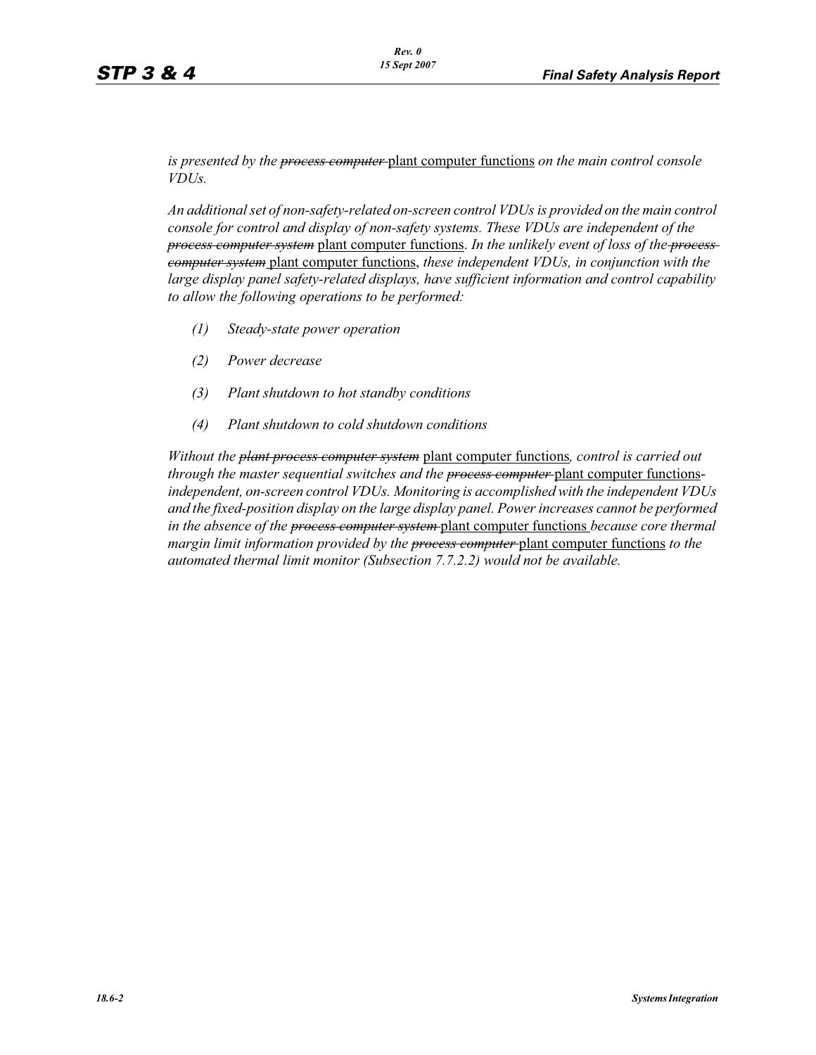*is presented by the* ~~*process computer*~~ <u>plant computer functions</u> *on the main control console VDUs.*

*An additional set of non-safety-related on-screen control VDUs is provided on the main control console for control and display of non-safety systems. These VDUs are independent of the* ~~*process computer system*~~ <u>plant computer functions</u>. *In the unlikely event of loss of the* ~~*process computer system*~~ <u>plant computer functions</u>, *these independent VDUs, in conjunction with the large display panel safety-related displays, have sufficient information and control capability to allow the following operations to be performed:*

*(1) Steady-state power operation*

*(2) Power decrease*

*(3) Plant shutdown to hot standby conditions*

*(4) Plant shutdown to cold shutdown conditions*

*Without the* ~~*plant process computer system*~~ <u>plant computer functions</u>*, control is carried out through the master sequential switches and the* ~~*process computer*~~ <u>plant computer functions</u>*-independent, on-screen control VDUs. Monitoring is accomplished with the independent VDUs and the fixed-position display on the large display panel. Power increases cannot be performed in the absence of the* ~~*process computer system*~~ <u>plant computer functions</u> *because core thermal margin limit information provided by the* ~~*process computer*~~ <u>plant computer functions</u> *to the automated thermal limit monitor (Subsection 7.7.2.2) would not be available.*